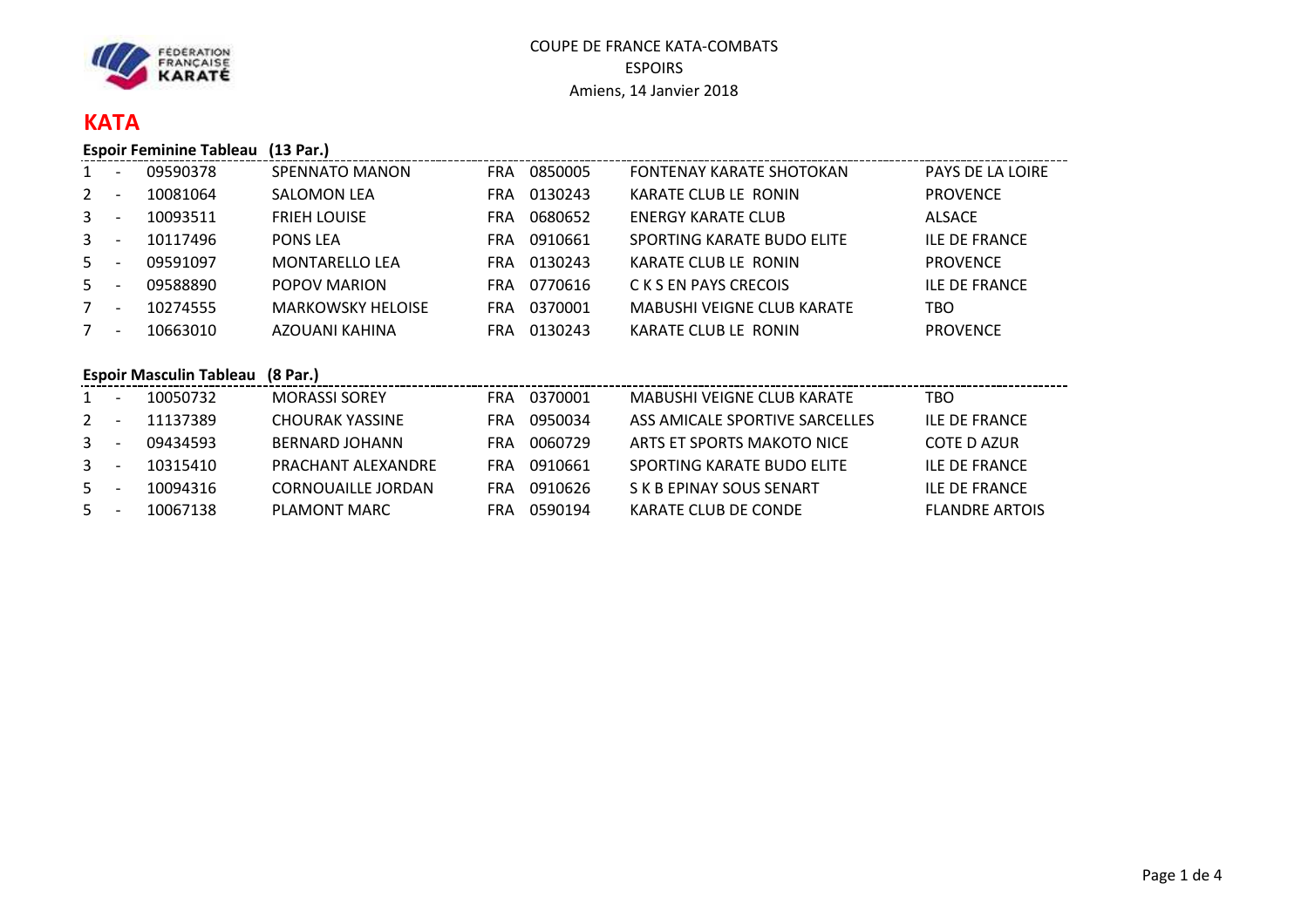COUPE DE FRANCE KATA-COMBATS
ESPOIRS
Amiens, 14 Janvier 2018

## KATA

### Espoir Feminine Tableau (13 Par.)

| | | | | | | | |
|---|---|---|---|---|---|---|---|
| 1 | - | 09590378 | SPENNATO MANON | FRA | 0850005 | FONTENAY KARATE SHOTOKAN | PAYS DE LA LOIRE |
| 2 | - | 10081064 | SALOMON LEA | FRA | 0130243 | KARATE CLUB LE RONIN | PROVENCE |
| 3 | - | 10093511 | FRIEH LOUISE | FRA | 0680652 | ENERGY KARATE CLUB | ALSACE |
| 3 | - | 10117496 | PONS LEA | FRA | 0910661 | SPORTING KARATE BUDO ELITE | ILE DE FRANCE |
| 5 | - | 09591097 | MONTARELLO LEA | FRA | 0130243 | KARATE CLUB LE RONIN | PROVENCE |
| 5 | - | 09588890 | POPOV MARION | FRA | 0770616 | C K S EN PAYS CRECOIS | ILE DE FRANCE |
| 7 | - | 10274555 | MARKOWSKY HELOISE | FRA | 0370001 | MABUSHI VEIGNE CLUB KARATE | TBO |
| 7 | - | 10663010 | AZOUANI KAHINA | FRA | 0130243 | KARATE CLUB LE RONIN | PROVENCE |

### Espoir Masculin Tableau (8 Par.)

| | | | | | | | |
|---|---|---|---|---|---|---|---|
| 1 | - | 10050732 | MORASSI SOREY | FRA | 0370001 | MABUSHI VEIGNE CLUB KARATE | TBO |
| 2 | - | 11137389 | CHOURAK YASSINE | FRA | 0950034 | ASS AMICALE SPORTIVE SARCELLES | ILE DE FRANCE |
| 3 | - | 09434593 | BERNARD JOHANN | FRA | 0060729 | ARTS ET SPORTS MAKOTO NICE | COTE D AZUR |
| 3 | - | 10315410 | PRACHANT ALEXANDRE | FRA | 0910661 | SPORTING KARATE BUDO ELITE | ILE DE FRANCE |
| 5 | - | 10094316 | CORNOUAILLE JORDAN | FRA | 0910626 | S K B EPINAY SOUS SENART | ILE DE FRANCE |
| 5 | - | 10067138 | PLAMONT MARC | FRA | 0590194 | KARATE CLUB DE CONDE | FLANDRE ARTOIS |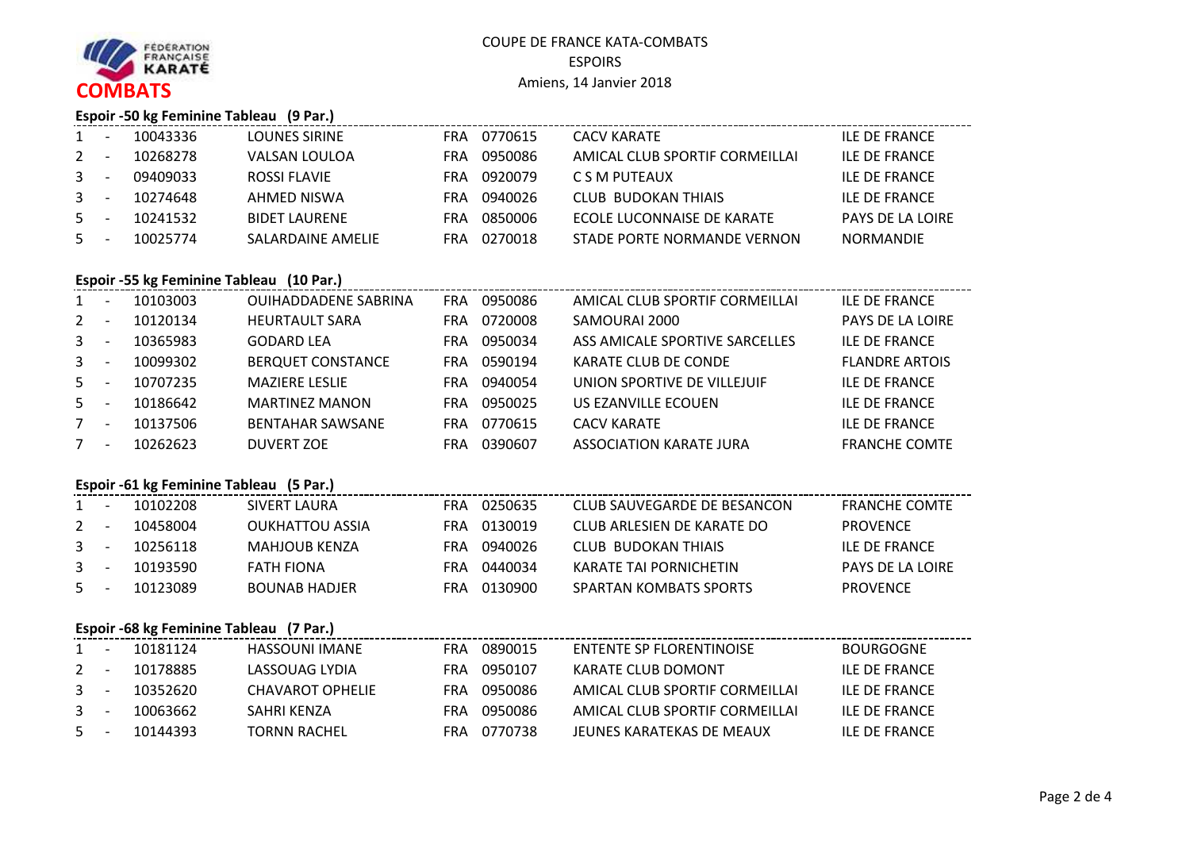FÉDÉRATION FRANÇAISE KARATÉ

## COMBATS

COUPE DE FRANCE KATA-COMBATS
ESPOIRS
Amiens, 14 Janvier 2018

### Espoir -50 kg Feminine Tableau (9 Par.)

| | | | | | | | |
|---|---|---|---|---|---|---|---|
| 1 | - | 10043336 | LOUNES SIRINE | FRA | 0770615 | CACV KARATE | ILE DE FRANCE |
| 2 | - | 10268278 | VALSAN LOULOA | FRA | 0950086 | AMICAL CLUB SPORTIF CORMEILLAI | ILE DE FRANCE |
| 3 | - | 09409033 | ROSSI FLAVIE | FRA | 0920079 | C S M PUTEAUX | ILE DE FRANCE |
| 3 | - | 10274648 | AHMED NISWA | FRA | 0940026 | CLUB BUDOKAN THIAIS | ILE DE FRANCE |
| 5 | - | 10241532 | BIDET LAURENE | FRA | 0850006 | ECOLE LUCONNAISE DE KARATE | PAYS DE LA LOIRE |
| 5 | - | 10025774 | SALARDAINE AMELIE | FRA | 0270018 | STADE PORTE NORMANDE VERNON | NORMANDIE |

### Espoir -55 kg Feminine Tableau (10 Par.)

| | | | | | | | |
|---|---|---|---|---|---|---|---|
| 1 | - | 10103003 | OUIHADDADENE SABRINA | FRA | 0950086 | AMICAL CLUB SPORTIF CORMEILLAI | ILE DE FRANCE |
| 2 | - | 10120134 | HEURTAULT SARA | FRA | 0720008 | SAMOURAI 2000 | PAYS DE LA LOIRE |
| 3 | - | 10365983 | GODARD LEA | FRA | 0950034 | ASS AMICALE SPORTIVE SARCELLES | ILE DE FRANCE |
| 3 | - | 10099302 | BERQUET CONSTANCE | FRA | 0590194 | KARATE CLUB DE CONDE | FLANDRE ARTOIS |
| 5 | - | 10707235 | MAZIERE LESLIE | FRA | 0940054 | UNION SPORTIVE DE VILLEJUIF | ILE DE FRANCE |
| 5 | - | 10186642 | MARTINEZ MANON | FRA | 0950025 | US EZANVILLE ECOUEN | ILE DE FRANCE |
| 7 | - | 10137506 | BENTAHAR SAWSANE | FRA | 0770615 | CACV KARATE | ILE DE FRANCE |
| 7 | - | 10262623 | DUVERT ZOE | FRA | 0390607 | ASSOCIATION KARATE JURA | FRANCHE COMTE |

### Espoir -61 kg Feminine Tableau (5 Par.)

| | | | | | | | |
|---|---|---|---|---|---|---|---|
| 1 | - | 10102208 | SIVERT LAURA | FRA | 0250635 | CLUB SAUVEGARDE DE BESANCON | FRANCHE COMTE |
| 2 | - | 10458004 | OUKHATTOU ASSIA | FRA | 0130019 | CLUB ARLESIEN DE KARATE DO | PROVENCE |
| 3 | - | 10256118 | MAHJOUB KENZA | FRA | 0940026 | CLUB BUDOKAN THIAIS | ILE DE FRANCE |
| 3 | - | 10193590 | FATH FIONA | FRA | 0440034 | KARATE TAI PORNICHETIN | PAYS DE LA LOIRE |
| 5 | - | 10123089 | BOUNAB HADJER | FRA | 0130900 | SPARTAN KOMBATS SPORTS | PROVENCE |

### Espoir -68 kg Feminine Tableau (7 Par.)

| | | | | | | | |
|---|---|---|---|---|---|---|---|
| 1 | - | 10181124 | HASSOUNI IMANE | FRA | 0890015 | ENTENTE SP FLORENTINOISE | BOURGOGNE |
| 2 | - | 10178885 | LASSOUAG LYDIA | FRA | 0950107 | KARATE CLUB DOMONT | ILE DE FRANCE |
| 3 | - | 10352620 | CHAVAROT OPHELIE | FRA | 0950086 | AMICAL CLUB SPORTIF CORMEILLAI | ILE DE FRANCE |
| 3 | - | 10063662 | SAHRI KENZA | FRA | 0950086 | AMICAL CLUB SPORTIF CORMEILLAI | ILE DE FRANCE |
| 5 | - | 10144393 | TORNN RACHEL | FRA | 0770738 | JEUNES KARATEKAS DE MEAUX | ILE DE FRANCE |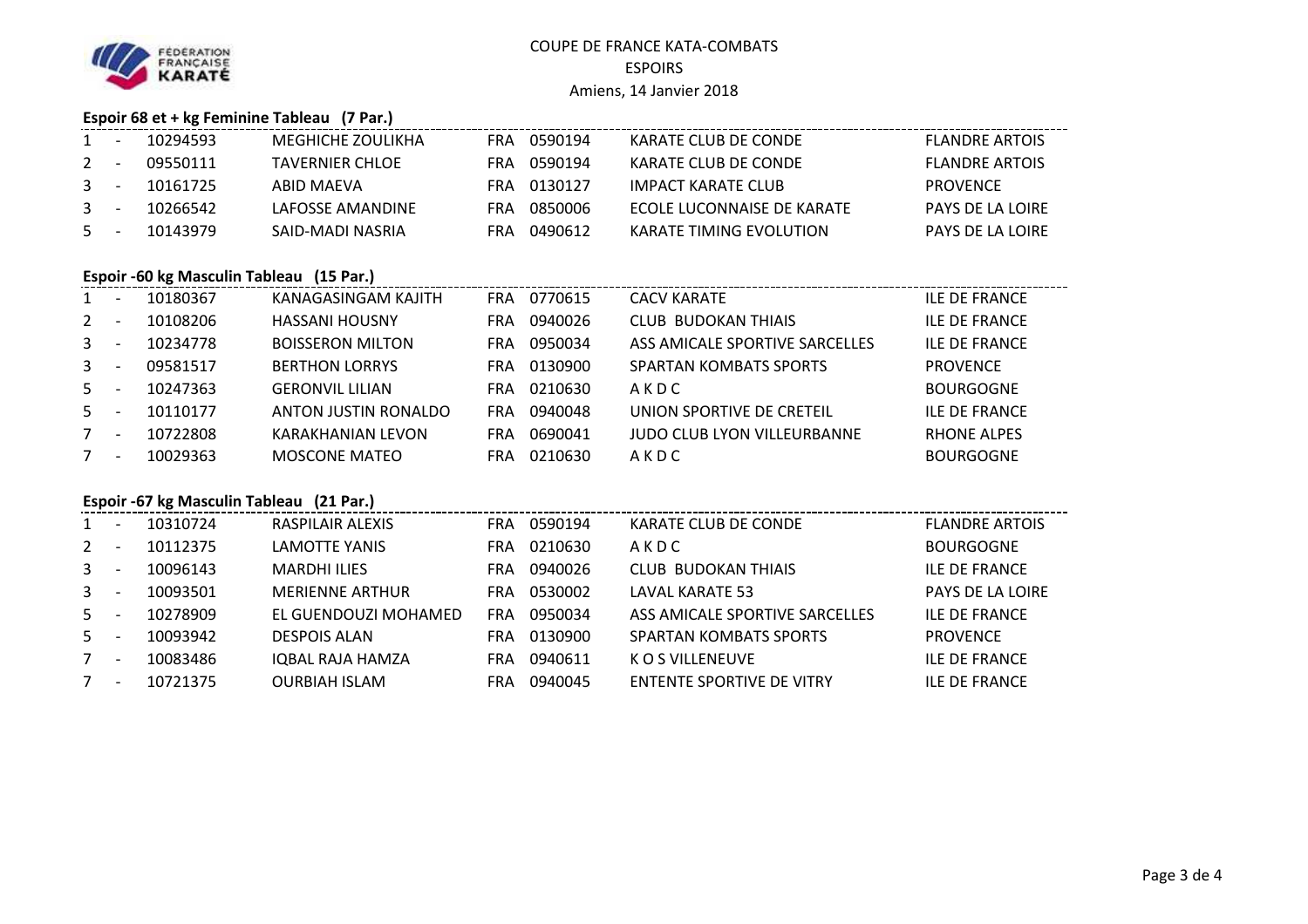# COUPE DE FRANCE KATA-COMBATS

## ESPOIRS

Amiens, 14 Janvier 2018

### Espoir 68 et + kg Feminine Tableau (7 Par.)

| Rang | | Licence | Nom | Pays | Club N° | Club | Ligue |
|---|---|---|---|---|---|---|---|
| 1 | - | 10294593 | MEGHICHE ZOULIKHA | FRA | 0590194 | KARATE CLUB DE CONDE | FLANDRE ARTOIS |
| 2 | - | 09550111 | TAVERNIER CHLOE | FRA | 0590194 | KARATE CLUB DE CONDE | FLANDRE ARTOIS |
| 3 | - | 10161725 | ABID MAEVA | FRA | 0130127 | IMPACT KARATE CLUB | PROVENCE |
| 3 | - | 10266542 | LAFOSSE AMANDINE | FRA | 0850006 | ECOLE LUCONNAISE DE KARATE | PAYS DE LA LOIRE |
| 5 | - | 10143979 | SAID-MADI NASRIA | FRA | 0490612 | KARATE TIMING EVOLUTION | PAYS DE LA LOIRE |

### Espoir -60 kg Masculin Tableau (15 Par.)

| Rang | | Licence | Nom | Pays | Club N° | Club | Ligue |
|---|---|---|---|---|---|---|---|
| 1 | - | 10180367 | KANAGASINGAM KAJITH | FRA | 0770615 | CACV KARATE | ILE DE FRANCE |
| 2 | - | 10108206 | HASSANI HOUSNY | FRA | 0940026 | CLUB BUDOKAN THIAIS | ILE DE FRANCE |
| 3 | - | 10234778 | BOISSERON MILTON | FRA | 0950034 | ASS AMICALE SPORTIVE SARCELLES | ILE DE FRANCE |
| 3 | - | 09581517 | BERTHON LORRYS | FRA | 0130900 | SPARTAN KOMBATS SPORTS | PROVENCE |
| 5 | - | 10247363 | GERONVIL LILIAN | FRA | 0210630 | A K D C | BOURGOGNE |
| 5 | - | 10110177 | ANTON JUSTIN RONALDO | FRA | 0940048 | UNION SPORTIVE DE CRETEIL | ILE DE FRANCE |
| 7 | - | 10722808 | KARAKHANIAN LEVON | FRA | 0690041 | JUDO CLUB LYON VILLEURBANNE | RHONE ALPES |
| 7 | - | 10029363 | MOSCONE MATEO | FRA | 0210630 | A K D C | BOURGOGNE |

### Espoir -67 kg Masculin Tableau (21 Par.)

| Rang | | Licence | Nom | Pays | Club N° | Club | Ligue |
|---|---|---|---|---|---|---|---|
| 1 | - | 10310724 | RASPILAIR ALEXIS | FRA | 0590194 | KARATE CLUB DE CONDE | FLANDRE ARTOIS |
| 2 | - | 10112375 | LAMOTTE YANIS | FRA | 0210630 | A K D C | BOURGOGNE |
| 3 | - | 10096143 | MARDHI ILIES | FRA | 0940026 | CLUB BUDOKAN THIAIS | ILE DE FRANCE |
| 3 | - | 10093501 | MERIENNE ARTHUR | FRA | 0530002 | LAVAL KARATE 53 | PAYS DE LA LOIRE |
| 5 | - | 10278909 | EL GUENDOUZI MOHAMED | FRA | 0950034 | ASS AMICALE SPORTIVE SARCELLES | ILE DE FRANCE |
| 5 | - | 10093942 | DESPOIS ALAN | FRA | 0130900 | SPARTAN KOMBATS SPORTS | PROVENCE |
| 7 | - | 10083486 | IQBAL RAJA HAMZA | FRA | 0940611 | K O S VILLENEUVE | ILE DE FRANCE |
| 7 | - | 10721375 | OURBIAH ISLAM | FRA | 0940045 | ENTENTE SPORTIVE DE VITRY | ILE DE FRANCE |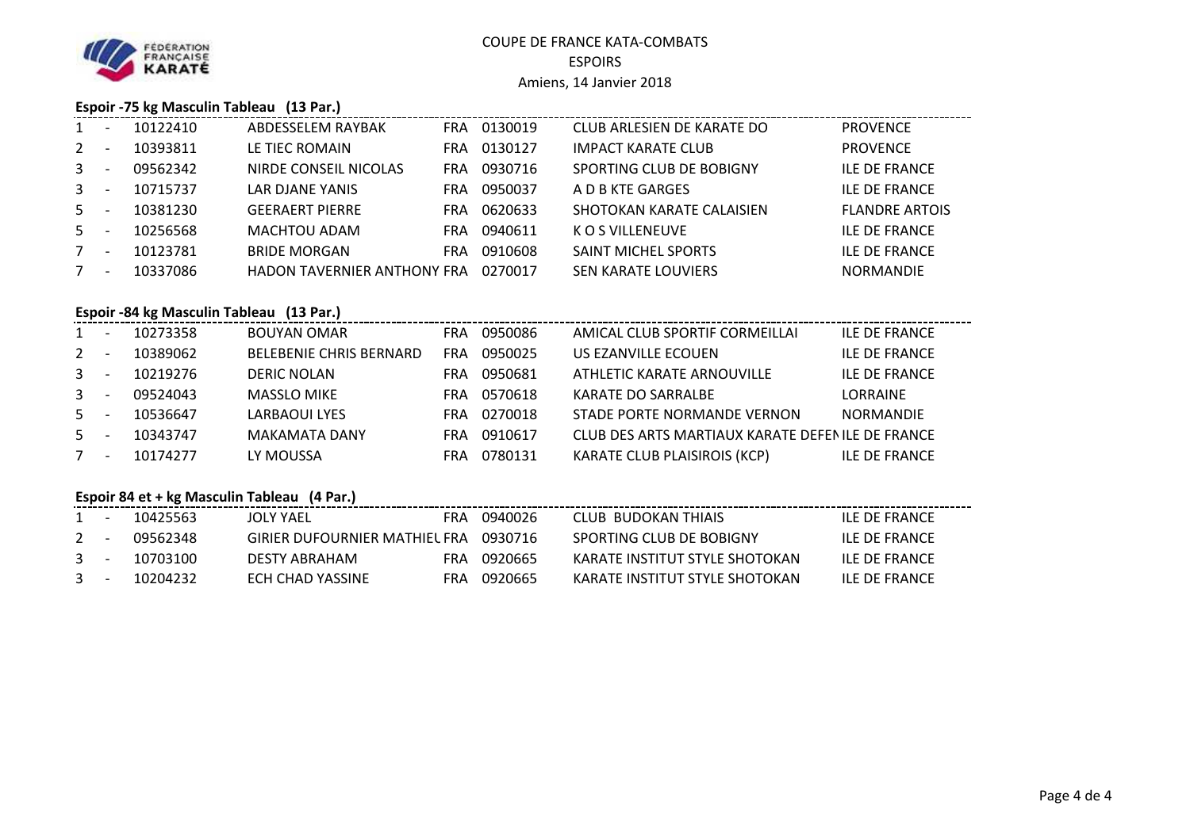COUPE DE FRANCE KATA-COMBATS

ESPOIRS

Amiens, 14 Janvier 2018

### Espoir -75 kg Masculin Tableau (13 Par.)

| | | | | | | | |
|---|---|---|---|---|---|---|---|
| 1 | - | 10122410 | ABDESSELEM RAYBAK | FRA | 0130019 | CLUB ARLESIEN DE KARATE DO | PROVENCE |
| 2 | - | 10393811 | LE TIEC ROMAIN | FRA | 0130127 | IMPACT KARATE CLUB | PROVENCE |
| 3 | - | 09562342 | NIRDE CONSEIL NICOLAS | FRA | 0930716 | SPORTING CLUB DE BOBIGNY | ILE DE FRANCE |
| 3 | - | 10715737 | LAR DJANE YANIS | FRA | 0950037 | A D B KTE GARGES | ILE DE FRANCE |
| 5 | - | 10381230 | GEERAERT PIERRE | FRA | 0620633 | SHOTOKAN KARATE CALAISIEN | FLANDRE ARTOIS |
| 5 | - | 10256568 | MACHTOU ADAM | FRA | 0940611 | K O S VILLENEUVE | ILE DE FRANCE |
| 7 | - | 10123781 | BRIDE MORGAN | FRA | 0910608 | SAINT MICHEL SPORTS | ILE DE FRANCE |
| 7 | - | 10337086 | HADON TAVERNIER ANTHONY | FRA | 0270017 | SEN KARATE LOUVIERS | NORMANDIE |

### Espoir -84 kg Masculin Tableau (13 Par.)

| | | | | | | | |
|---|---|---|---|---|---|---|---|
| 1 | - | 10273358 | BOUYAN OMAR | FRA | 0950086 | AMICAL CLUB SPORTIF CORMEILLAI | ILE DE FRANCE |
| 2 | - | 10389062 | BELEBENIE CHRIS BERNARD | FRA | 0950025 | US EZANVILLE ECOUEN | ILE DE FRANCE |
| 3 | - | 10219276 | DERIC NOLAN | FRA | 0950681 | ATHLETIC KARATE ARNOUVILLE | ILE DE FRANCE |
| 3 | - | 09524043 | MASSLO MIKE | FRA | 0570618 | KARATE DO SARRALBE | LORRAINE |
| 5 | - | 10536647 | LARBAOUI LYES | FRA | 0270018 | STADE PORTE NORMANDE VERNON | NORMANDIE |
| 5 | - | 10343747 | MAKAMATA DANY | FRA | 0910617 | CLUB DES ARTS MARTIAUX KARATE DEFEN | ILE DE FRANCE |
| 7 | - | 10174277 | LY MOUSSA | FRA | 0780131 | KARATE CLUB PLAISIROIS (KCP) | ILE DE FRANCE |

### Espoir 84 et + kg Masculin Tableau (4 Par.)

| | | | | | | | |
|---|---|---|---|---|---|---|---|
| 1 | - | 10425563 | JOLY YAEL | FRA | 0940026 | CLUB BUDOKAN THIAIS | ILE DE FRANCE |
| 2 | - | 09562348 | GIRIER DUFOURNIER MATHIEU | FRA | 0930716 | SPORTING CLUB DE BOBIGNY | ILE DE FRANCE |
| 3 | - | 10703100 | DESTY ABRAHAM | FRA | 0920665 | KARATE INSTITUT STYLE SHOTOKAN | ILE DE FRANCE |
| 3 | - | 10204232 | ECH CHAD YASSINE | FRA | 0920665 | KARATE INSTITUT STYLE SHOTOKAN | ILE DE FRANCE |